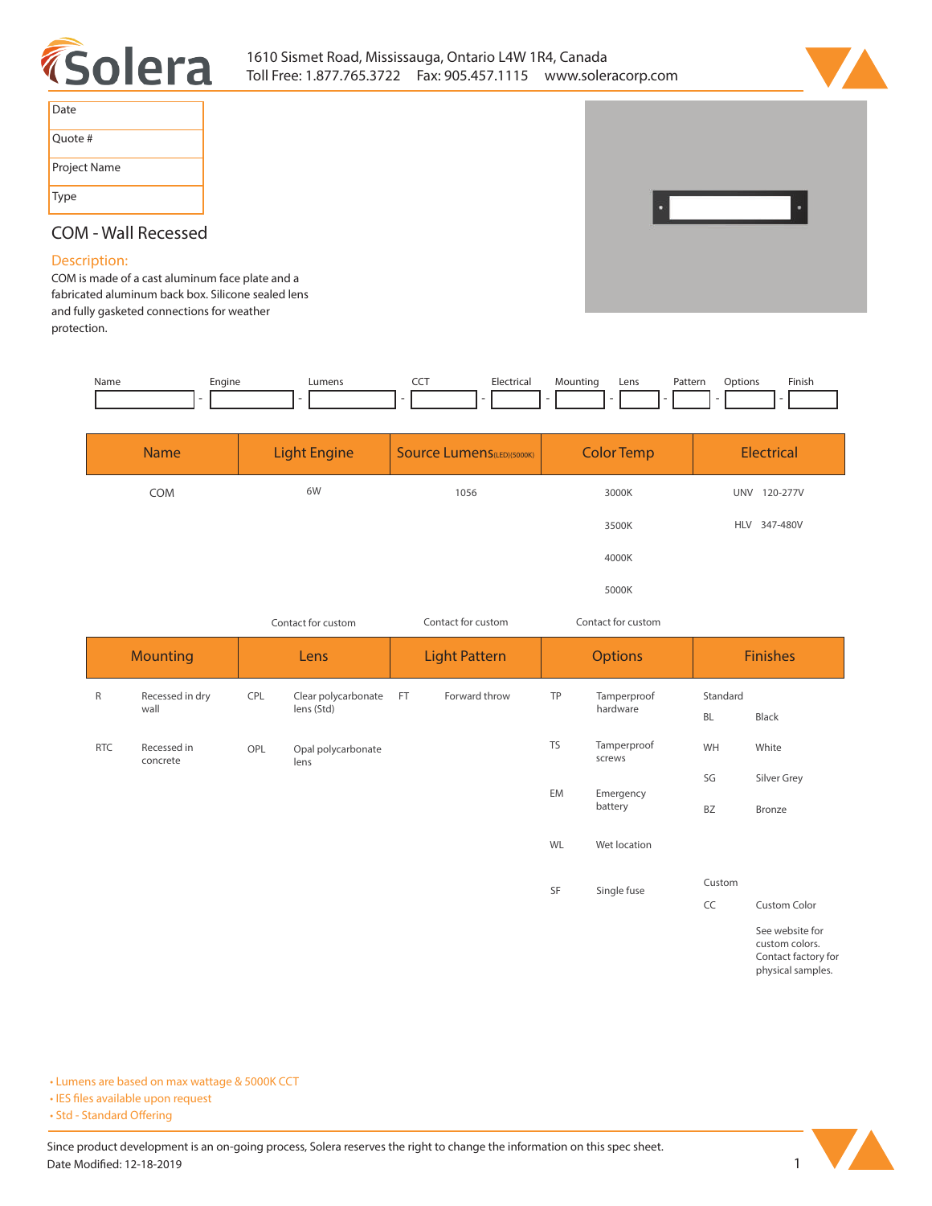Solera

1610 Sismet Road, Mississauga, Ontario L4W 1R4, Canada
Toll Free: 1.877.765.3722   Fax: 905.457.1115   www.soleracorp.com

| Date |
|---|
| Quote # |
| Project Name |
| Type |

## COM - Wall Recessed

### Description:

COM is made of a cast aluminum face plate and a fabricated aluminum back box. Silicone sealed lens and fully gasketed connections for weather protection.

| Name | | Engine | | Lumens | | CCT | | Electrical | | Mounting | | Lens | | Pattern | | Options | | Finish |
|---|---|---|---|---|---|---|---|---|---|---|---|---|---|---|---|---|---|---|
| | - | | - | | - | | - | | - | | - | | - | | - | | - | |

| Name | Light Engine | Source Lumens (LED)(5000K) | Color Temp | Electrical |
|---|---|---|---|---|
| COM | 6W | 1056 | 3000K | UNV 120-277V |
| | | | 3500K | HLV 347-480V |
| | | | 4000K | |
| | | | 5000K | |
| | Contact for custom | Contact for custom | Contact for custom | |

| Mounting | | Lens | | Light Pattern | | Options | | Finishes | |
|---|---|---|---|---|---|---|---|---|---|
| R | Recessed in dry wall | CPL | Clear polycarbonate lens (Std) | FT | Forward throw | TP | Tamperproof hardware | Standard | |
| | | | | | | | | BL | Black |
| RTC | Recessed in concrete | OPL | Opal polycarbonate lens | | | TS | Tamperproof screws | WH | White |
| | | | | | | | | SG | Silver Grey |
| | | | | | | EM | Emergency battery | BZ | Bronze |
| | | | | | | WL | Wet location | | |
| | | | | | | SF | Single fuse | Custom | |
| | | | | | | | | CC | Custom Color |
| | | | | | | | | | See website for custom colors. Contact factory for physical samples. |

- Lumens are based on max wattage & 5000K CCT
- IES files available upon request
- Std - Standard Offering

Since product development is an on-going process, Solera reserves the right to change the information on this spec sheet.
Date Modified: 12-18-2019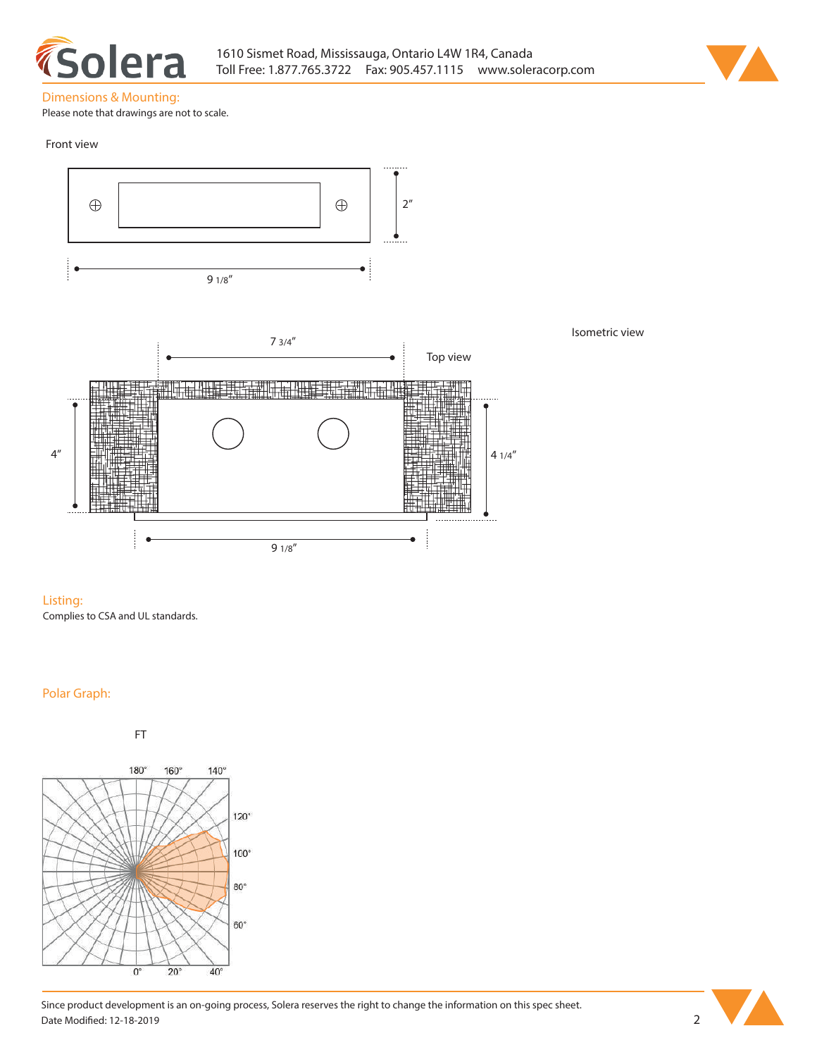## Dimensions & Mounting:

Please note that drawings are not to scale.

Front view

2″

9 1/8″

7 3/4″

Top view

Isometric view

4″

4 1/4″

9 1/8″

## Listing:

Complies to CSA and UL standards.

## Polar Graph:

FT

180° 160° 140°

120°

100°

80°

60°

0° 20° 40°

Since product development is an on-going process, Solera reserves the right to change the information on this spec sheet.

Date Modified: 12-18-2019